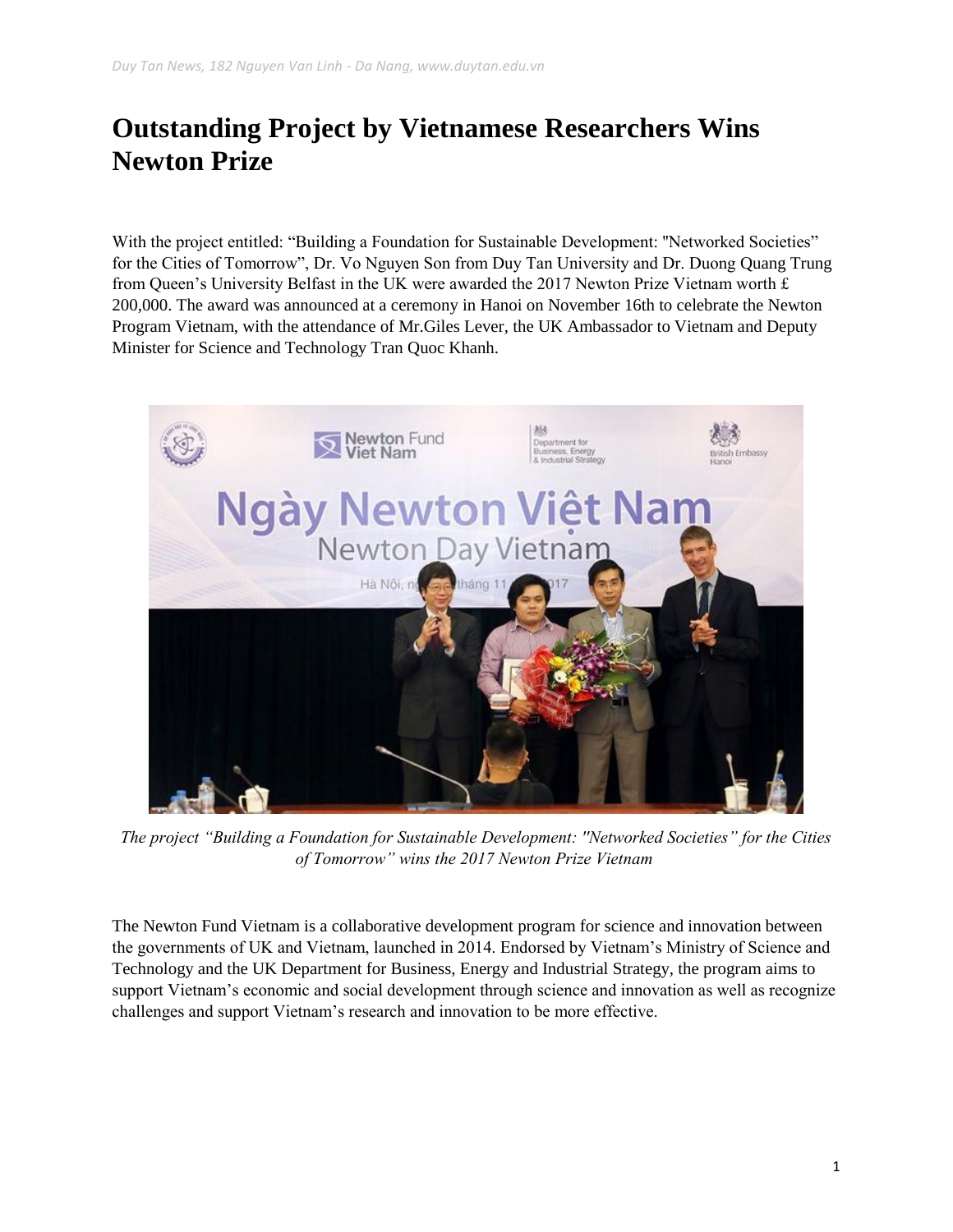# Outstanding Project by Vietnamese Researchers Wins Newton Prize

With the project entitled: "Building a Foundation for Sustainable Development: "Networked Societies" for the Cities of Tomorrow", Dr. Vo Nguyen Son from Duy Tan University and Dr. Duong Quang Trung from Queen's University Belfast in the UK were awarded the 2017 Newton Prize Vietnam worth £ 200,000. The award was announced at a ceremony in Hanoi on November 16th to celebrate the Newton Program Vietnam, with the attendance of Mr.Giles Lever, the UK Ambassador to Vietnam and Deputy Minister for Science and Technology Tran Quoc Khanh.

*The project "Building a Foundation for Sustainable Development: "Networked Societies" for the Cities of Tomorrow" wins the 2017 Newton Prize Vietnam*

The Newton Fund Vietnam is a collaborative development program for science and innovation between the governments of UK and Vietnam, launched in 2014. Endorsed by Vietnam's Ministry of Science and Technology and the UK Department for Business, Energy and Industrial Strategy, the program aims to support Vietnam's economic and social development through science and innovation as well as recognize challenges and support Vietnam's research and innovation to be more effective.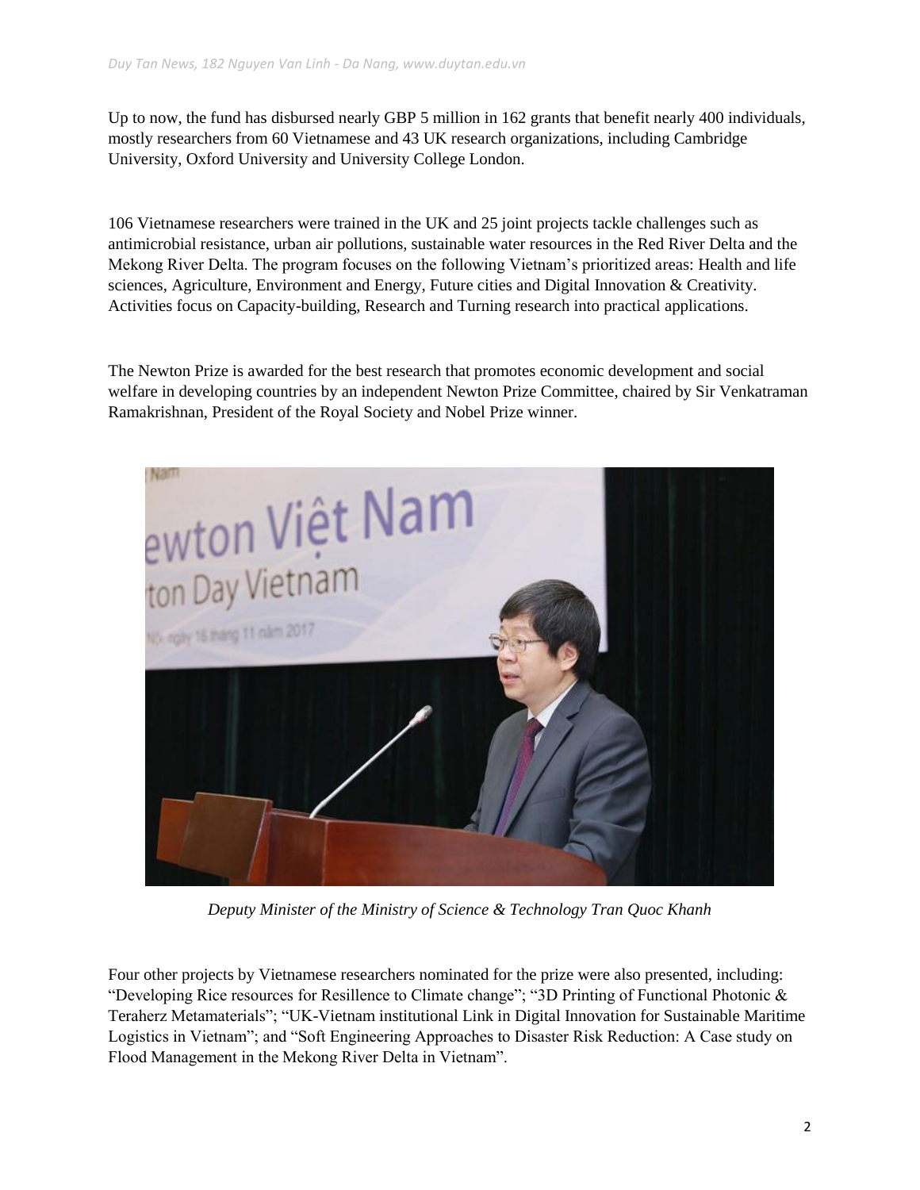Up to now, the fund has disbursed nearly GBP 5 million in 162 grants that benefit nearly 400 individuals, mostly researchers from 60 Vietnamese and 43 UK research organizations, including Cambridge University, Oxford University and University College London.

106 Vietnamese researchers were trained in the UK and 25 joint projects tackle challenges such as antimicrobial resistance, urban air pollutions, sustainable water resources in the Red River Delta and the Mekong River Delta. The program focuses on the following Vietnam's prioritized areas: Health and life sciences, Agriculture, Environment and Energy, Future cities and Digital Innovation & Creativity. Activities focus on Capacity-building, Research and Turning research into practical applications.

The Newton Prize is awarded for the best research that promotes economic development and social welfare in developing countries by an independent Newton Prize Committee, chaired by Sir Venkatraman Ramakrishnan, President of the Royal Society and Nobel Prize winner.

*Deputy Minister of the Ministry of Science & Technology Tran Quoc Khanh*

Four other projects by Vietnamese researchers nominated for the prize were also presented, including: "Developing Rice resources for Resillence to Climate change"; "3D Printing of Functional Photonic & Teraherz Metamaterials"; "UK-Vietnam institutional Link in Digital Innovation for Sustainable Maritime Logistics in Vietnam"; and "Soft Engineering Approaches to Disaster Risk Reduction: A Case study on Flood Management in the Mekong River Delta in Vietnam".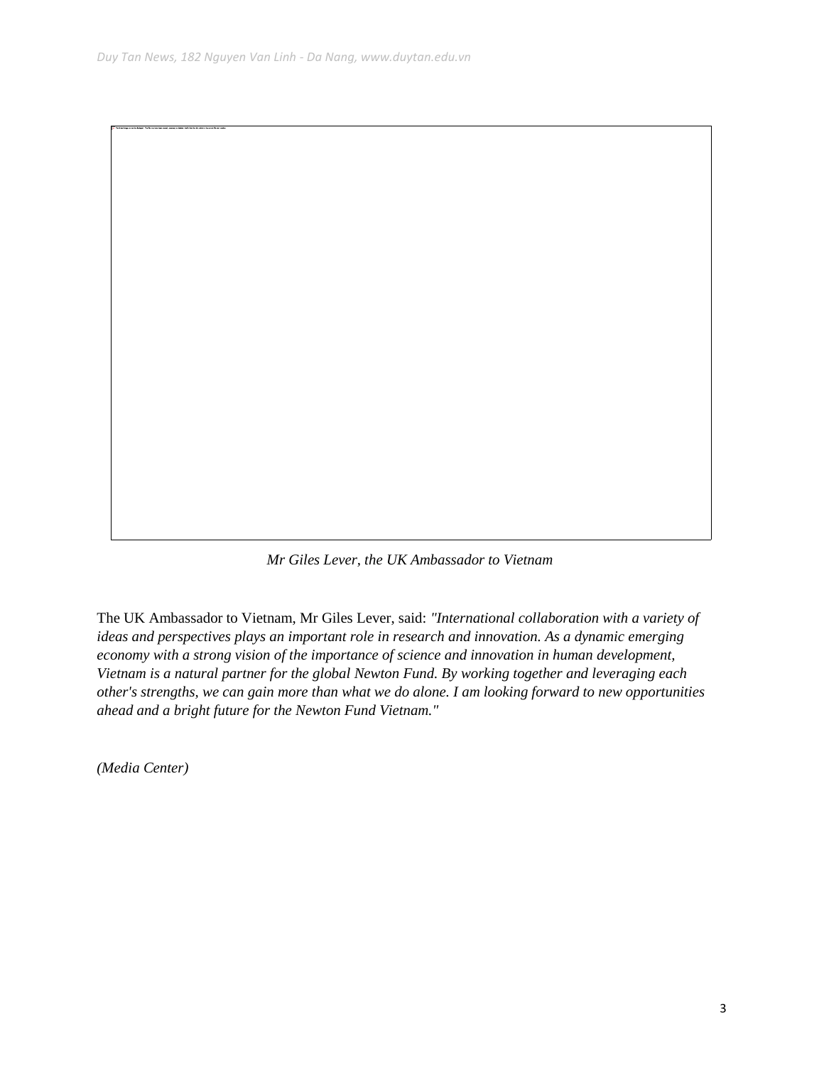*Mr Giles Lever, the UK Ambassador to Vietnam*

The UK Ambassador to Vietnam, Mr Giles Lever, said: *"International collaboration with a variety of ideas and perspectives plays an important role in research and innovation. As a dynamic emerging economy with a strong vision of the importance of science and innovation in human development, Vietnam is a natural partner for the global Newton Fund. By working together and leveraging each other's strengths, we can gain more than what we do alone. I am looking forward to new opportunities ahead and a bright future for the Newton Fund Vietnam."*

*(Media Center)*